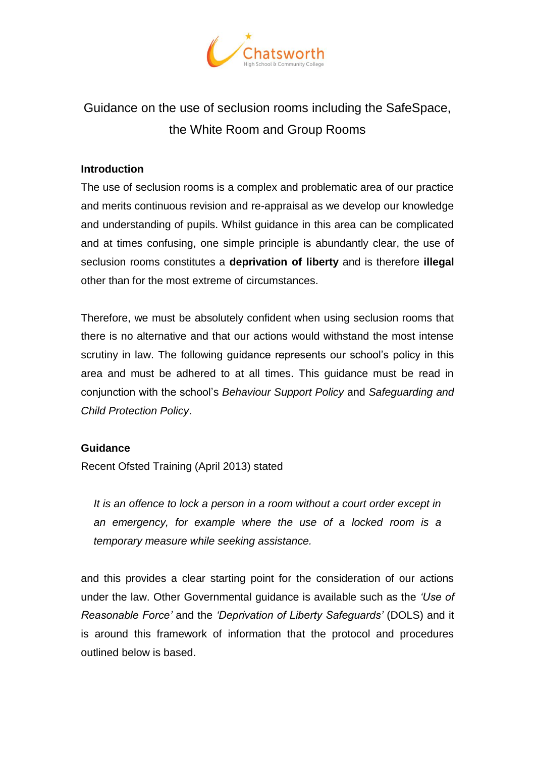Chatsworth
High School & Community College

# Guidance on the use of seclusion rooms including the SafeSpace, the White Room and Group Rooms

## Introduction

The use of seclusion rooms is a complex and problematic area of our practice and merits continuous revision and re-appraisal as we develop our knowledge and understanding of pupils. Whilst guidance in this area can be complicated and at times confusing, one simple principle is abundantly clear, the use of seclusion rooms constitutes a **deprivation of liberty** and is therefore **illegal** other than for the most extreme of circumstances.

Therefore, we must be absolutely confident when using seclusion rooms that there is no alternative and that our actions would withstand the most intense scrutiny in law. The following guidance represents our school's policy in this area and must be adhered to at all times. This guidance must be read in conjunction with the school's *Behaviour Support Policy* and *Safeguarding and Child Protection Policy*.

## Guidance

Recent Ofsted Training (April 2013) stated

> *It is an offence to lock a person in a room without a court order except in an emergency, for example where the use of a locked room is a temporary measure while seeking assistance.*

and this provides a clear starting point for the consideration of our actions under the law. Other Governmental guidance is available such as the *'Use of Reasonable Force'* and the *'Deprivation of Liberty Safeguards'* (DOLS) and it is around this framework of information that the protocol and procedures outlined below is based.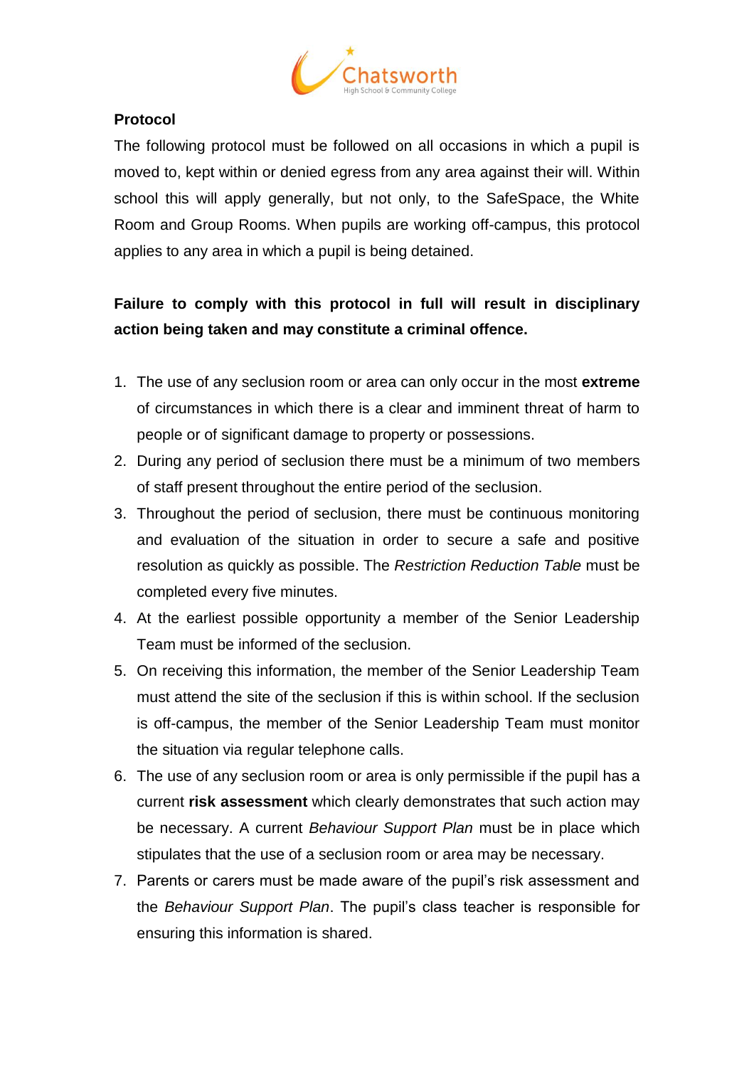**Protocol**

The following protocol must be followed on all occasions in which a pupil is moved to, kept within or denied egress from any area against their will. Within school this will apply generally, but not only, to the SafeSpace, the White Room and Group Rooms. When pupils are working off-campus, this protocol applies to any area in which a pupil is being detained.

**Failure to comply with this protocol in full will result in disciplinary action being taken and may constitute a criminal offence.**

1. The use of any seclusion room or area can only occur in the most **extreme** of circumstances in which there is a clear and imminent threat of harm to people or of significant damage to property or possessions.
2. During any period of seclusion there must be a minimum of two members of staff present throughout the entire period of the seclusion.
3. Throughout the period of seclusion, there must be continuous monitoring and evaluation of the situation in order to secure a safe and positive resolution as quickly as possible. The *Restriction Reduction Table* must be completed every five minutes.
4. At the earliest possible opportunity a member of the Senior Leadership Team must be informed of the seclusion.
5. On receiving this information, the member of the Senior Leadership Team must attend the site of the seclusion if this is within school. If the seclusion is off-campus, the member of the Senior Leadership Team must monitor the situation via regular telephone calls.
6. The use of any seclusion room or area is only permissible if the pupil has a current **risk assessment** which clearly demonstrates that such action may be necessary. A current *Behaviour Support Plan* must be in place which stipulates that the use of a seclusion room or area may be necessary.
7. Parents or carers must be made aware of the pupil's risk assessment and the *Behaviour Support Plan*. The pupil's class teacher is responsible for ensuring this information is shared.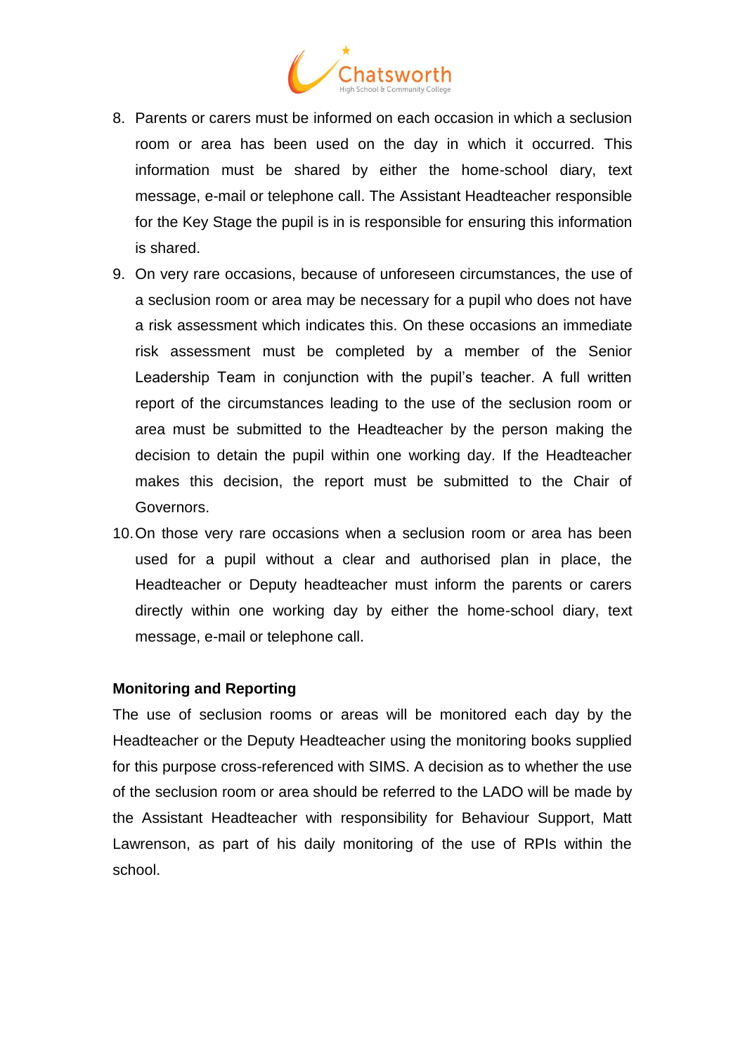8. Parents or carers must be informed on each occasion in which a seclusion room or area has been used on the day in which it occurred. This information must be shared by either the home-school diary, text message, e-mail or telephone call. The Assistant Headteacher responsible for the Key Stage the pupil is in is responsible for ensuring this information is shared.
9. On very rare occasions, because of unforeseen circumstances, the use of a seclusion room or area may be necessary for a pupil who does not have a risk assessment which indicates this. On these occasions an immediate risk assessment must be completed by a member of the Senior Leadership Team in conjunction with the pupil's teacher. A full written report of the circumstances leading to the use of the seclusion room or area must be submitted to the Headteacher by the person making the decision to detain the pupil within one working day. If the Headteacher makes this decision, the report must be submitted to the Chair of Governors.
10. On those very rare occasions when a seclusion room or area has been used for a pupil without a clear and authorised plan in place, the Headteacher or Deputy headteacher must inform the parents or carers directly within one working day by either the home-school diary, text message, e-mail or telephone call.

**Monitoring and Reporting**

The use of seclusion rooms or areas will be monitored each day by the Headteacher or the Deputy Headteacher using the monitoring books supplied for this purpose cross-referenced with SIMS. A decision as to whether the use of the seclusion room or area should be referred to the LADO will be made by the Assistant Headteacher with responsibility for Behaviour Support, Matt Lawrenson, as part of his daily monitoring of the use of RPIs within the school.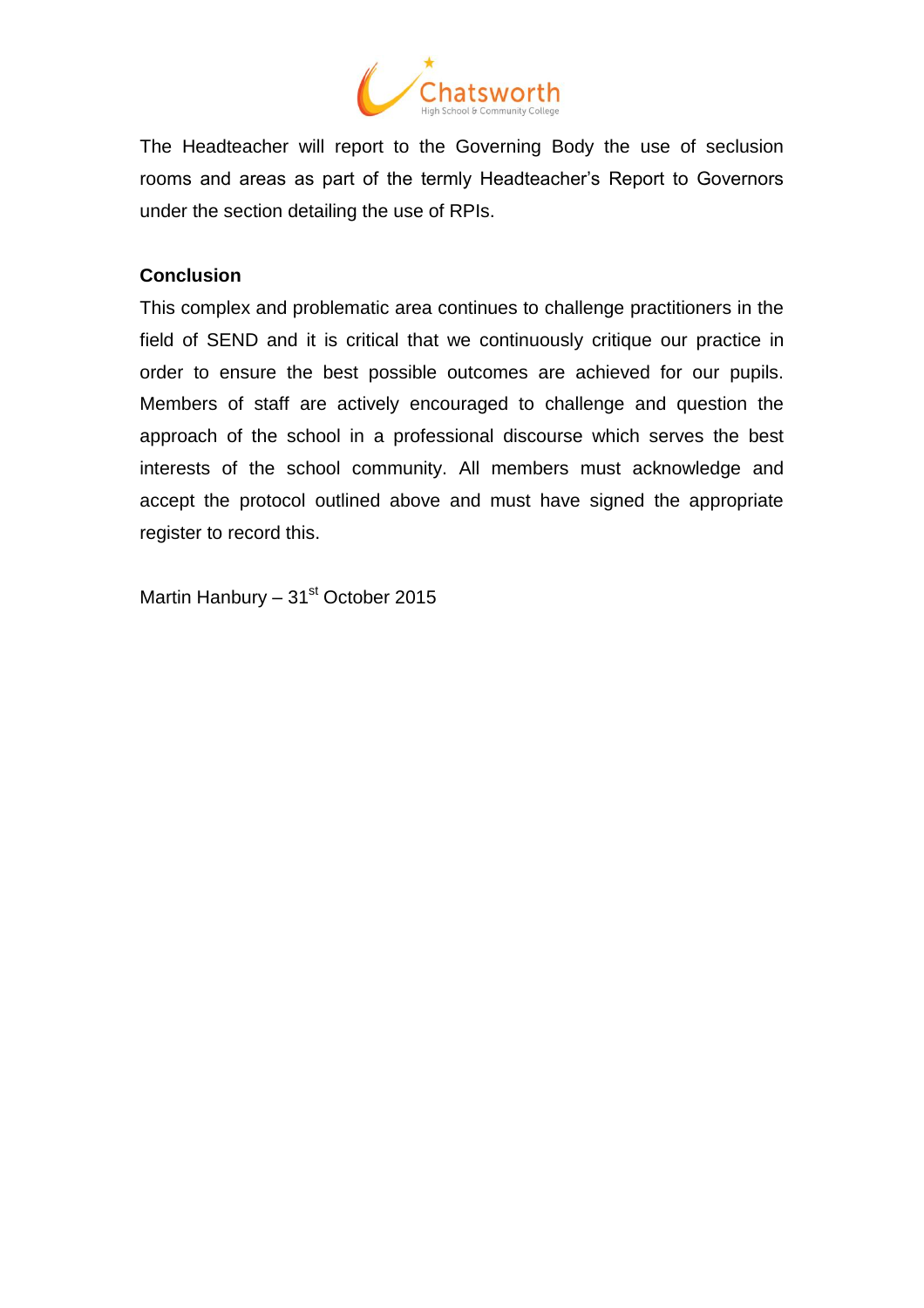The Headteacher will report to the Governing Body the use of seclusion rooms and areas as part of the termly Headteacher's Report to Governors under the section detailing the use of RPIs.

**Conclusion**

This complex and problematic area continues to challenge practitioners in the field of SEND and it is critical that we continuously critique our practice in order to ensure the best possible outcomes are achieved for our pupils. Members of staff are actively encouraged to challenge and question the approach of the school in a professional discourse which serves the best interests of the school community. All members must acknowledge and accept the protocol outlined above and must have signed the appropriate register to record this.

Martin Hanbury – 31st October 2015